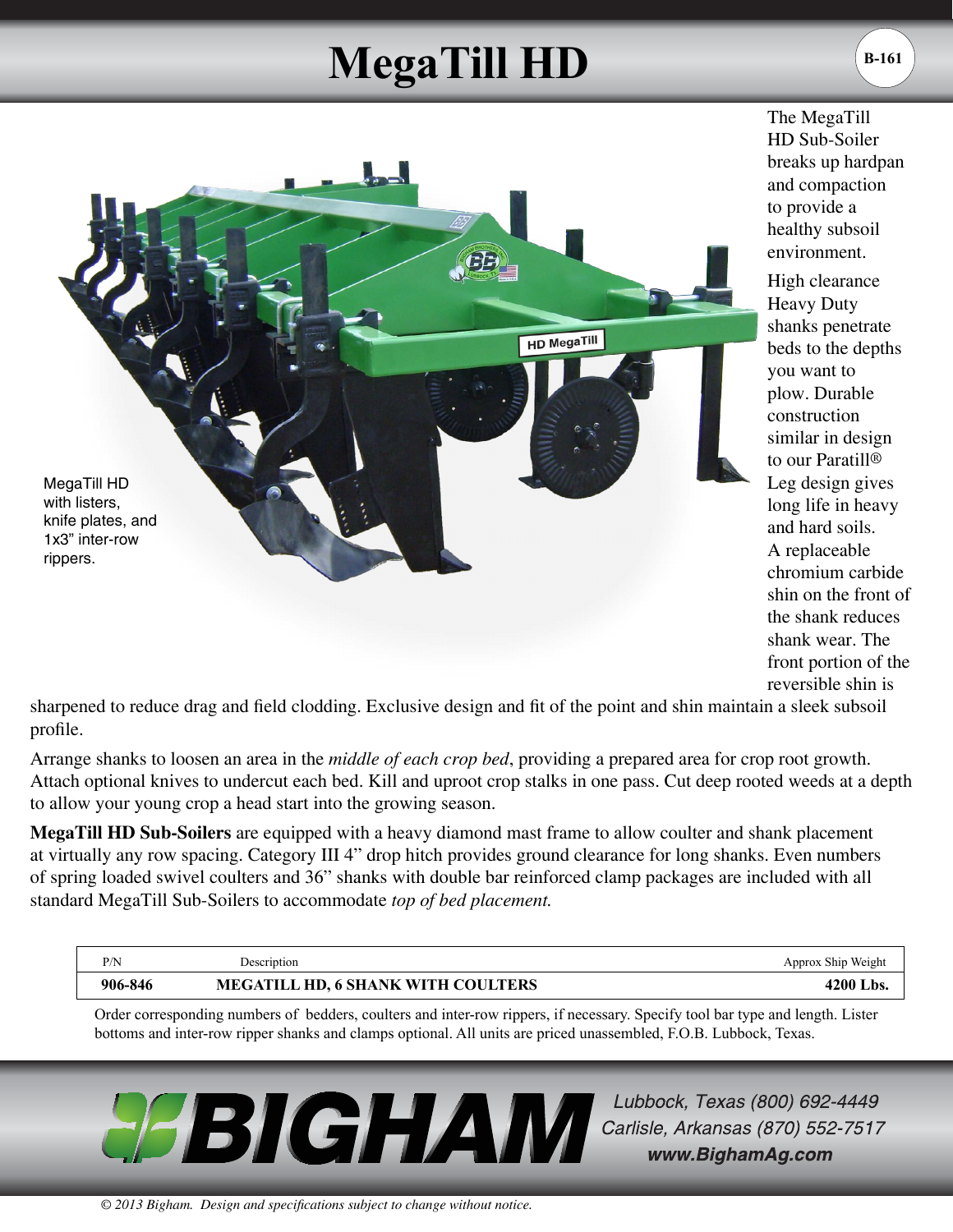# MegaTill HD

B-161

MegaTill HD with listers, knife plates, and 1x3" inter-row rippers.

The MegaTill HD Sub-Soiler breaks up hardpan and compaction to provide a healthy subsoil environment.

High clearance Heavy Duty shanks penetrate beds to the depths you want to plow. Durable construction similar in design to our Paratill® Leg design gives long life in heavy and hard soils. A replaceable chromium carbide shin on the front of the shank reduces shank wear. The front portion of the reversible shin is sharpened to reduce drag and field clodding. Exclusive design and fit of the point and shin maintain a sleek subsoil profile.

Arrange shanks to loosen an area in the *middle of each crop bed*, providing a prepared area for crop root growth. Attach optional knives to undercut each bed. Kill and uproot crop stalks in one pass. Cut deep rooted weeds at a depth to allow your young crop a head start into the growing season.

**MegaTill HD Sub-Soilers** are equipped with a heavy diamond mast frame to allow coulter and shank placement at virtually any row spacing. Category III 4" drop hitch provides ground clearance for long shanks. Even numbers of spring loaded swivel coulters and 36" shanks with double bar reinforced clamp packages are included with all standard MegaTill Sub-Soilers to accommodate *top of bed placement.*

| P/N | Description | Approx Ship Weight |
|---|---|---|
| **906-846** | **MEGATILL HD, 6 SHANK WITH COULTERS** | **4200 Lbs.** |

Order corresponding numbers of bedders, coulters and inter-row rippers, if necessary. Specify tool bar type and length. Lister bottoms and inter-row ripper shanks and clamps optional. All units are priced unassembled, F.O.B. Lubbock, Texas.

**BIGHAM**

*Lubbock, Texas (800) 692-4449*
*Carlisle, Arkansas (870) 552-7517*
***www.BighamAg.com***

*© 2013 Bigham. Design and specifications subject to change without notice.*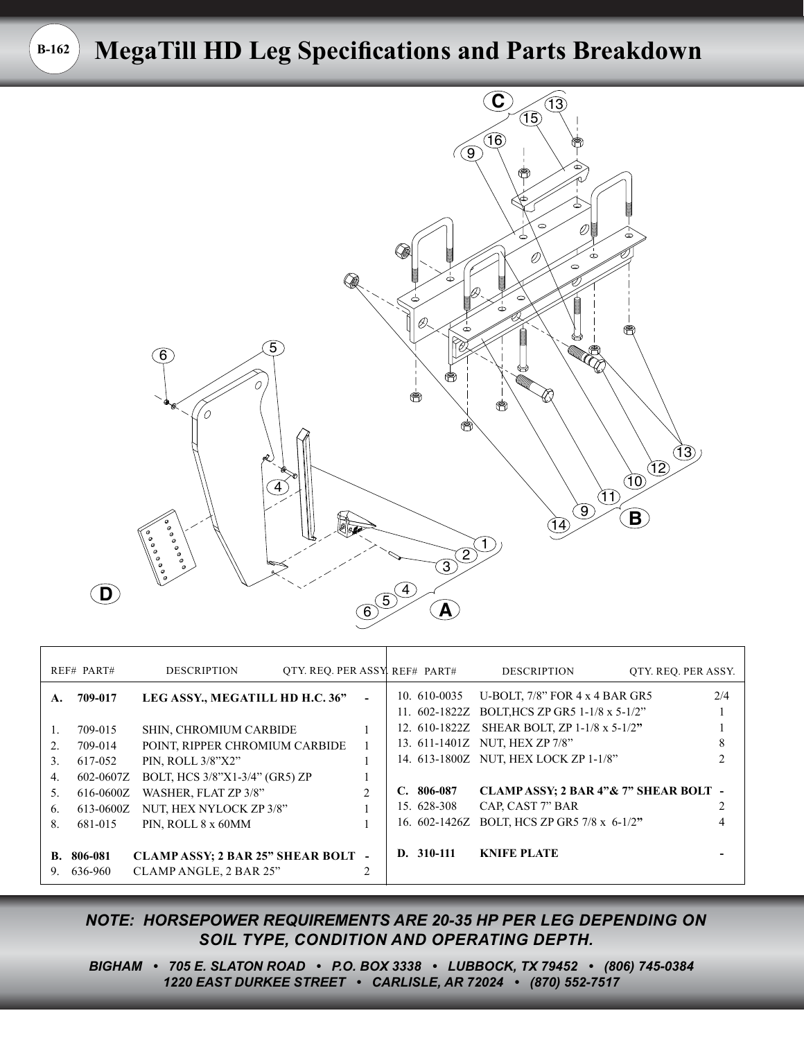# MegaTill HD Leg Specifications and Parts Breakdown

C
13
15
16
9
6
5
4
13
12
10
11
9
14
B
1
2
3
D
4
5
6
A

| REF# | PART# | DESCRIPTION | QTY. REQ. PER ASSY. |
|---|---|---|---|
| **A.** | **709-017** | **LEG ASSY., MEGATILL HD H.C. 36"** | **-** |
| 1. | 709-015 | SHIN, CHROMIUM CARBIDE | 1 |
| 2. | 709-014 | POINT, RIPPER CHROMIUM CARBIDE | 1 |
| 3. | 617-052 | PIN, ROLL 3/8"X2" | 1 |
| 4. | 602-0607Z | BOLT, HCS 3/8"X1-3/4" (GR5) ZP | 1 |
| 5. | 616-0600Z | WASHER, FLAT ZP 3/8" | 2 |
| 6. | 613-0600Z | NUT, HEX NYLOCK ZP 3/8" | 1 |
| 8. | 681-015 | PIN, ROLL 8 x 60MM | 1 |
| **B.** | **806-081** | **CLAMP ASSY; 2 BAR 25" SHEAR BOLT** | **-** |
| 9. | 636-960 | CLAMP ANGLE, 2 BAR 25" | 2 |
| 10. | 610-0035 | U-BOLT, 7/8" FOR 4 x 4 BAR GR5 | 2/4 |
| 11. | 602-1822Z | BOLT,HCS ZP GR5 1-1/8 x 5-1/2" | 1 |
| 12. | 610-1822Z | SHEAR BOLT, ZP 1-1/8 x 5-1/2" | 1 |
| 13. | 611-1401Z | NUT, HEX ZP 7/8" | 8 |
| 14. | 613-1800Z | NUT, HEX LOCK ZP 1-1/8" | 2 |
| **C.** | **806-087** | **CLAMP ASSY; 2 BAR 4"& 7" SHEAR BOLT** | **-** |
| 15. | 628-308 | CAP, CAST 7" BAR | 2 |
| 16. | 602-1426Z | BOLT, HCS ZP GR5 7/8 x 6-1/2" | 4 |
| **D.** | **310-111** | **KNIFE PLATE** | **-** |

***NOTE: HORSEPOWER REQUIREMENTS ARE 20-35 HP PER LEG DEPENDING ON SOIL TYPE, CONDITION AND OPERATING DEPTH.***

*BIGHAM • 705 E. SLATON ROAD • P.O. BOX 3338 • LUBBOCK, TX 79452 • (806) 745-0384*
*1220 EAST DURKEE STREET • CARLISLE, AR 72024 • (870) 552-7517*